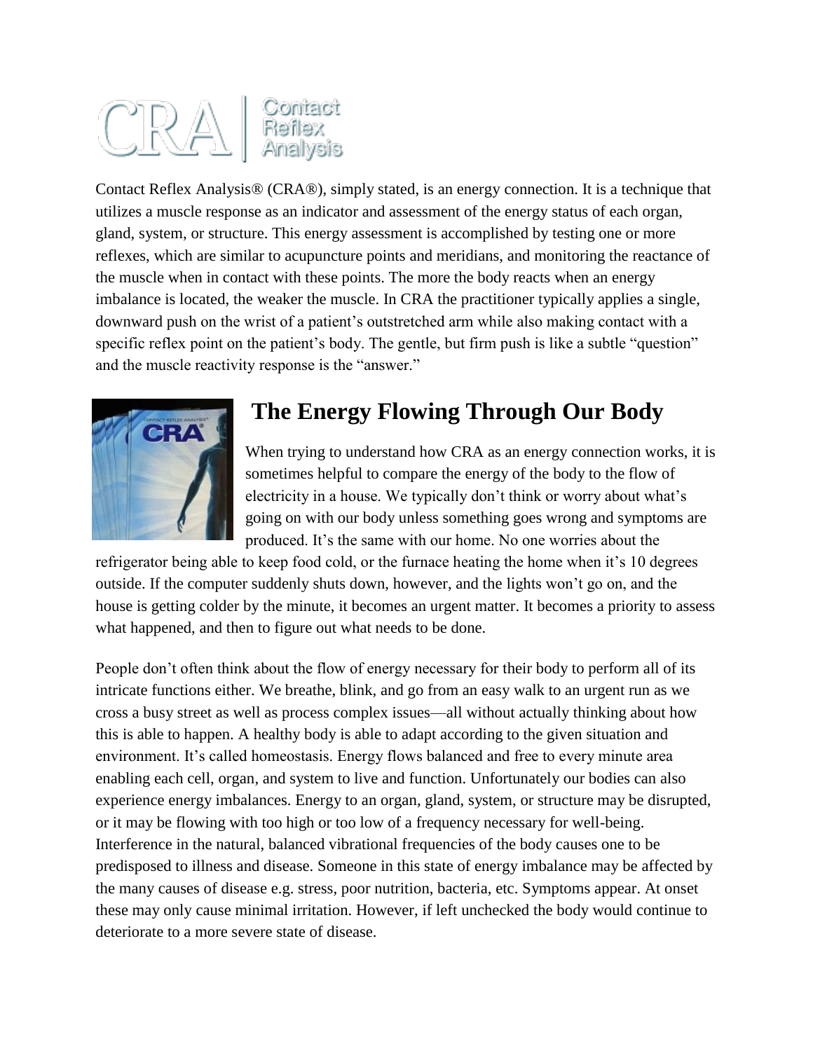CRA | Contact Reflex Analysis

Contact Reflex Analysis® (CRA®), simply stated, is an energy connection. It is a technique that utilizes a muscle response as an indicator and assessment of the energy status of each organ, gland, system, or structure. This energy assessment is accomplished by testing one or more reflexes, which are similar to acupuncture points and meridians, and monitoring the reactance of the muscle when in contact with these points. The more the body reacts when an energy imbalance is located, the weaker the muscle. In CRA the practitioner typically applies a single, downward push on the wrist of a patient's outstretched arm while also making contact with a specific reflex point on the patient's body. The gentle, but firm push is like a subtle "question" and the muscle reactivity response is the "answer."

## The Energy Flowing Through Our Body

When trying to understand how CRA as an energy connection works, it is sometimes helpful to compare the energy of the body to the flow of electricity in a house. We typically don't think or worry about what's going on with our body unless something goes wrong and symptoms are produced. It's the same with our home. No one worries about the refrigerator being able to keep food cold, or the furnace heating the home when it's 10 degrees outside. If the computer suddenly shuts down, however, and the lights won't go on, and the house is getting colder by the minute, it becomes an urgent matter. It becomes a priority to assess what happened, and then to figure out what needs to be done.

People don't often think about the flow of energy necessary for their body to perform all of its intricate functions either. We breathe, blink, and go from an easy walk to an urgent run as we cross a busy street as well as process complex issues—all without actually thinking about how this is able to happen. A healthy body is able to adapt according to the given situation and environment. It's called homeostasis. Energy flows balanced and free to every minute area enabling each cell, organ, and system to live and function. Unfortunately our bodies can also experience energy imbalances. Energy to an organ, gland, system, or structure may be disrupted, or it may be flowing with too high or too low of a frequency necessary for well-being. Interference in the natural, balanced vibrational frequencies of the body causes one to be predisposed to illness and disease. Someone in this state of energy imbalance may be affected by the many causes of disease e.g. stress, poor nutrition, bacteria, etc. Symptoms appear. At onset these may only cause minimal irritation. However, if left unchecked the body would continue to deteriorate to a more severe state of disease.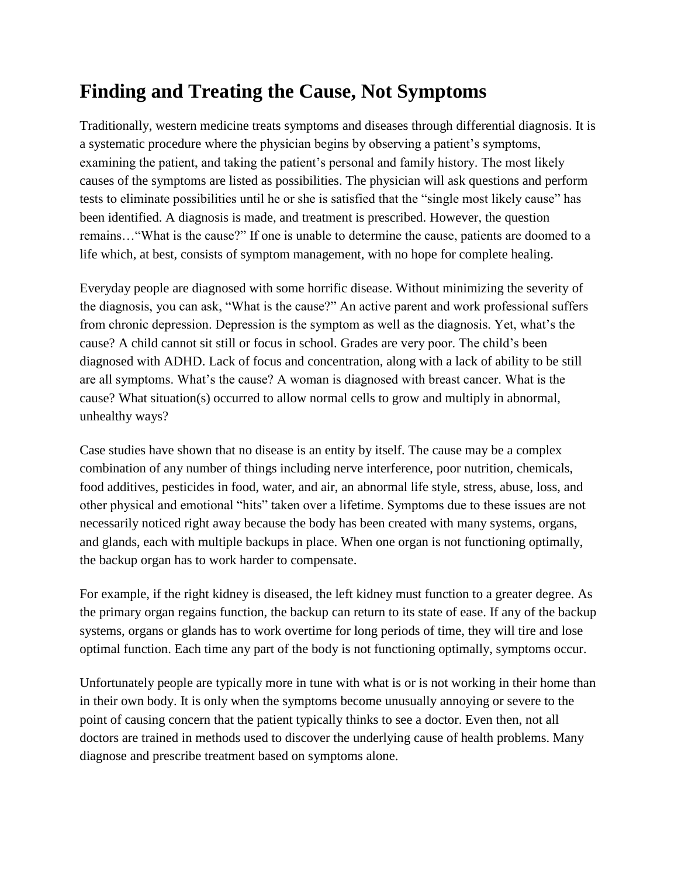## Finding and Treating the Cause, Not Symptoms

Traditionally, western medicine treats symptoms and diseases through differential diagnosis. It is a systematic procedure where the physician begins by observing a patient's symptoms, examining the patient, and taking the patient's personal and family history. The most likely causes of the symptoms are listed as possibilities. The physician will ask questions and perform tests to eliminate possibilities until he or she is satisfied that the "single most likely cause" has been identified. A diagnosis is made, and treatment is prescribed. However, the question remains…"What is the cause?" If one is unable to determine the cause, patients are doomed to a life which, at best, consists of symptom management, with no hope for complete healing.

Everyday people are diagnosed with some horrific disease. Without minimizing the severity of the diagnosis, you can ask, "What is the cause?" An active parent and work professional suffers from chronic depression. Depression is the symptom as well as the diagnosis. Yet, what's the cause? A child cannot sit still or focus in school. Grades are very poor. The child's been diagnosed with ADHD. Lack of focus and concentration, along with a lack of ability to be still are all symptoms. What's the cause? A woman is diagnosed with breast cancer. What is the cause? What situation(s) occurred to allow normal cells to grow and multiply in abnormal, unhealthy ways?

Case studies have shown that no disease is an entity by itself. The cause may be a complex combination of any number of things including nerve interference, poor nutrition, chemicals, food additives, pesticides in food, water, and air, an abnormal life style, stress, abuse, loss, and other physical and emotional "hits" taken over a lifetime. Symptoms due to these issues are not necessarily noticed right away because the body has been created with many systems, organs, and glands, each with multiple backups in place. When one organ is not functioning optimally, the backup organ has to work harder to compensate.

For example, if the right kidney is diseased, the left kidney must function to a greater degree. As the primary organ regains function, the backup can return to its state of ease. If any of the backup systems, organs or glands has to work overtime for long periods of time, they will tire and lose optimal function. Each time any part of the body is not functioning optimally, symptoms occur.

Unfortunately people are typically more in tune with what is or is not working in their home than in their own body. It is only when the symptoms become unusually annoying or severe to the point of causing concern that the patient typically thinks to see a doctor. Even then, not all doctors are trained in methods used to discover the underlying cause of health problems. Many diagnose and prescribe treatment based on symptoms alone.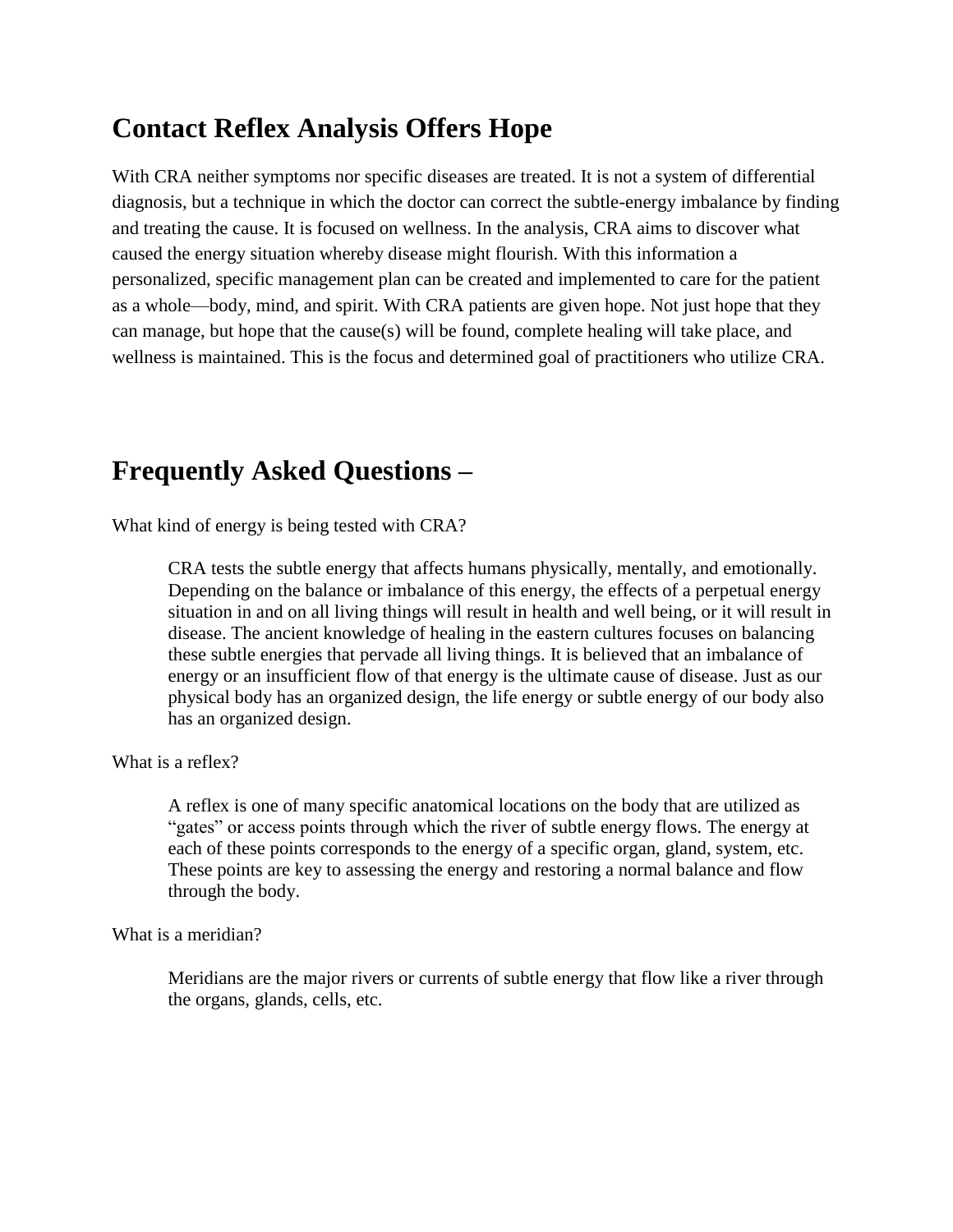# Contact Reflex Analysis Offers Hope

With CRA neither symptoms nor specific diseases are treated. It is not a system of differential diagnosis, but a technique in which the doctor can correct the subtle-energy imbalance by finding and treating the cause. It is focused on wellness. In the analysis, CRA aims to discover what caused the energy situation whereby disease might flourish. With this information a personalized, specific management plan can be created and implemented to care for the patient as a whole—body, mind, and spirit. With CRA patients are given hope. Not just hope that they can manage, but hope that the cause(s) will be found, complete healing will take place, and wellness is maintained. This is the focus and determined goal of practitioners who utilize CRA.

# Frequently Asked Questions –

What kind of energy is being tested with CRA?

> CRA tests the subtle energy that affects humans physically, mentally, and emotionally. Depending on the balance or imbalance of this energy, the effects of a perpetual energy situation in and on all living things will result in health and well being, or it will result in disease. The ancient knowledge of healing in the eastern cultures focuses on balancing these subtle energies that pervade all living things. It is believed that an imbalance of energy or an insufficient flow of that energy is the ultimate cause of disease. Just as our physical body has an organized design, the life energy or subtle energy of our body also has an organized design.

What is a reflex?

> A reflex is one of many specific anatomical locations on the body that are utilized as "gates" or access points through which the river of subtle energy flows. The energy at each of these points corresponds to the energy of a specific organ, gland, system, etc. These points are key to assessing the energy and restoring a normal balance and flow through the body.

What is a meridian?

> Meridians are the major rivers or currents of subtle energy that flow like a river through the organs, glands, cells, etc.